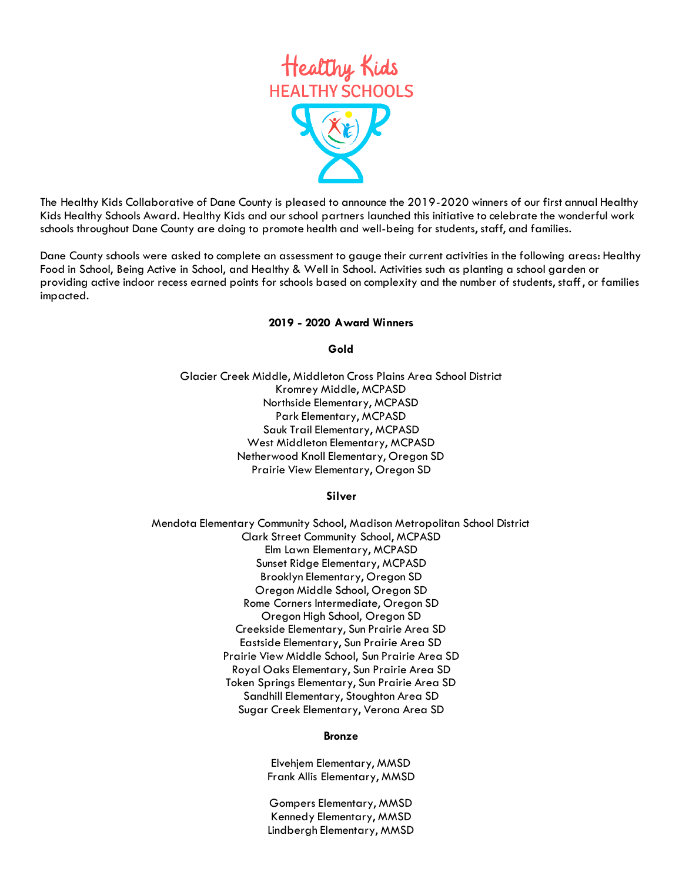# Healthy Kids
## HEALTHY SCHOOLS

The Healthy Kids Collaborative of Dane County is pleased to announce the 2019-2020 winners of our first annual Healthy Kids Healthy Schools Award. Healthy Kids and our school partners launched this initiative to celebrate the wonderful work schools throughout Dane County are doing to promote health and well-being for students, staff, and families.

Dane County schools were asked to complete an assessment to gauge their current activities in the following areas: Healthy Food in School, Being Active in School, and Healthy & Well in School. Activities such as planting a school garden or providing active indoor recess earned points for schools based on complexity and the number of students, staff, or families impacted.

**2019 - 2020 Award Winners**

**Gold**

Glacier Creek Middle, Middleton Cross Plains Area School District
Kromrey Middle, MCPASD
Northside Elementary, MCPASD
Park Elementary, MCPASD
Sauk Trail Elementary, MCPASD
West Middleton Elementary, MCPASD
Netherwood Knoll Elementary, Oregon SD
Prairie View Elementary, Oregon SD

**Silver**

Mendota Elementary Community School, Madison Metropolitan School District
Clark Street Community School, MCPASD
Elm Lawn Elementary, MCPASD
Sunset Ridge Elementary, MCPASD
Brooklyn Elementary, Oregon SD
Oregon Middle School, Oregon SD
Rome Corners Intermediate, Oregon SD
Oregon High School, Oregon SD
Creekside Elementary, Sun Prairie Area SD
Eastside Elementary, Sun Prairie Area SD
Prairie View Middle School, Sun Prairie Area SD
Royal Oaks Elementary, Sun Prairie Area SD
Token Springs Elementary, Sun Prairie Area SD
Sandhill Elementary, Stoughton Area SD
Sugar Creek Elementary, Verona Area SD

**Bronze**

Elvehjem Elementary, MMSD
Frank Allis Elementary, MMSD

Gompers Elementary, MMSD
Kennedy Elementary, MMSD
Lindbergh Elementary, MMSD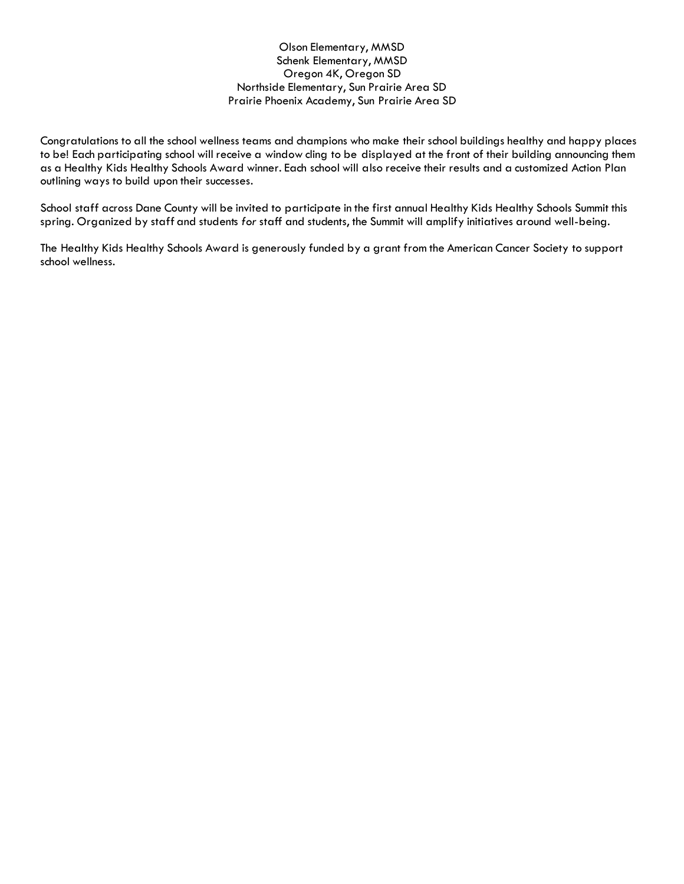Olson Elementary, MMSD  
Schenk Elementary, MMSD  
Oregon 4K, Oregon SD  
Northside Elementary, Sun Prairie Area SD  
Prairie Phoenix Academy, Sun Prairie Area SD

Congratulations to all the school wellness teams and champions who make their school buildings healthy and happy places to be! Each participating school will receive a window cling to be displayed at the front of their building announcing them as a Healthy Kids Healthy Schools Award winner. Each school will also receive their results and a customized Action Plan outlining ways to build upon their successes.

School staff across Dane County will be invited to participate in the first annual Healthy Kids Healthy Schools Summit this spring. Organized by staff and students *for* staff and students, the Summit will amplify initiatives around well-being.

The Healthy Kids Healthy Schools Award is generously funded by a grant from the American Cancer Society to support school wellness.